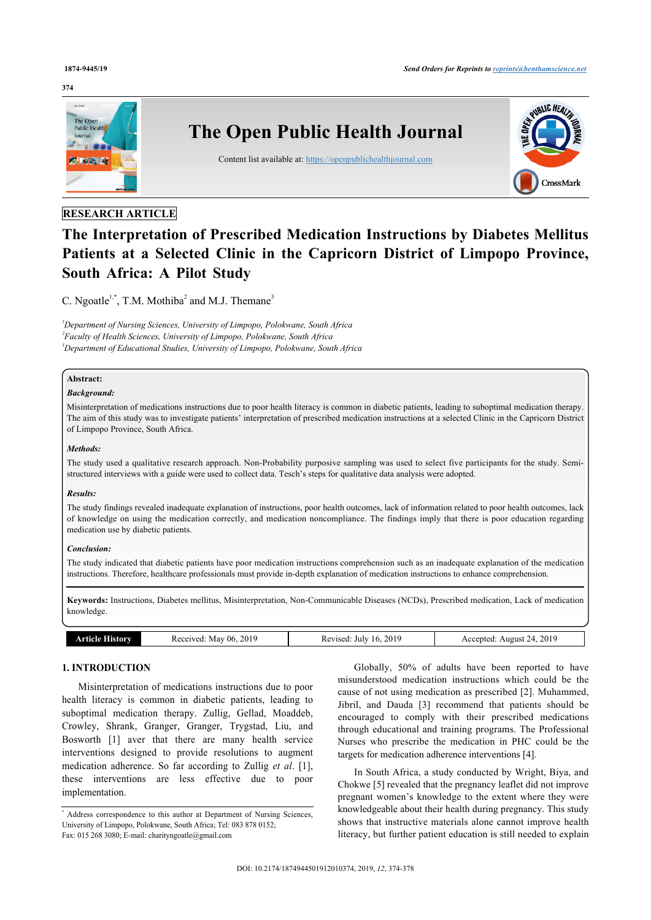RESEARCH ARTICLE

# The Interpretation of Prescribed Medication Instructions by Diabetes Mellitus Patients at a Selected Clinic in the Capricorn District of Limpopo Province, South Africa: A Pilot Study

C. Ngoatle[1,*], T.M. Mothiba[2] and M.J. Themane[3]

[1]Department of Nursing Sciences, University of Limpopo, Polokwane, South Africa
[2]Faculty of Health Sciences, University of Limpopo, Polokwane, South Africa
[3]Department of Educational Studies, University of Limpopo, Polokwane, South Africa

**Abstract:**

***Background:***

Misinterpretation of medications instructions due to poor health literacy is common in diabetic patients, leading to suboptimal medication therapy. The aim of this study was to investigate patients' interpretation of prescribed medication instructions at a selected Clinic in the Capricorn District of Limpopo Province, South Africa.

***Methods:***

The study used a qualitative research approach. Non-Probability purposive sampling was used to select five participants for the study. Semi-structured interviews with a guide were used to collect data. Tesch's steps for qualitative data analysis were adopted.

***Results:***

The study findings revealed inadequate explanation of instructions, poor health outcomes, lack of information related to poor health outcomes, lack of knowledge on using the medication correctly, and medication noncompliance. The findings imply that there is poor education regarding medication use by diabetic patients.

***Conclusion:***

The study indicated that diabetic patients have poor medication instructions comprehension such as an inadequate explanation of the medication instructions. Therefore, healthcare professionals must provide in-depth explanation of medication instructions to enhance comprehension.

**Keywords:** Instructions, Diabetes mellitus, Misinterpretation, Non-Communicable Diseases (NCDs), Prescribed medication, Lack of medication knowledge.

| Article History | Received: May 06, 2019 | Revised: July 16, 2019 | Accepted: August 24, 2019 |
|---|---|---|---|

## 1. INTRODUCTION

Misinterpretation of medications instructions due to poor health literacy is common in diabetic patients, leading to suboptimal medication therapy. Zullig, Gellad, Moaddeb, Crowley, Shrank, Granger, Granger, Trygstad, Liu, and Bosworth [1] aver that there are many health service interventions designed to provide resolutions to augment medication adherence. So far according to Zullig *et al*. [1], these interventions are less effective due to poor implementation.

Globally, 50% of adults have been reported to have misunderstood medication instructions which could be the cause of not using medication as prescribed [2]. Muhammed, Jibril, and Dauda [3] recommend that patients should be encouraged to comply with their prescribed medications through educational and training programs. The Professional Nurses who prescribe the medication in PHC could be the targets for medication adherence interventions [4].

In South Africa, a study conducted by Wright, Biya, and Chokwe [5] revealed that the pregnancy leaflet did not improve pregnant women's knowledge to the extent where they were knowledgeable about their health during pregnancy. This study shows that instructive materials alone cannot improve health literacy, but further patient education is still needed to explain

* Address correspondence to this author at Department of Nursing Sciences, University of Limpopo, Polokwane, South Africa; Tel: 083 878 0152; Fax: 015 268 3080; E-mail: charityngoatle@gmail.com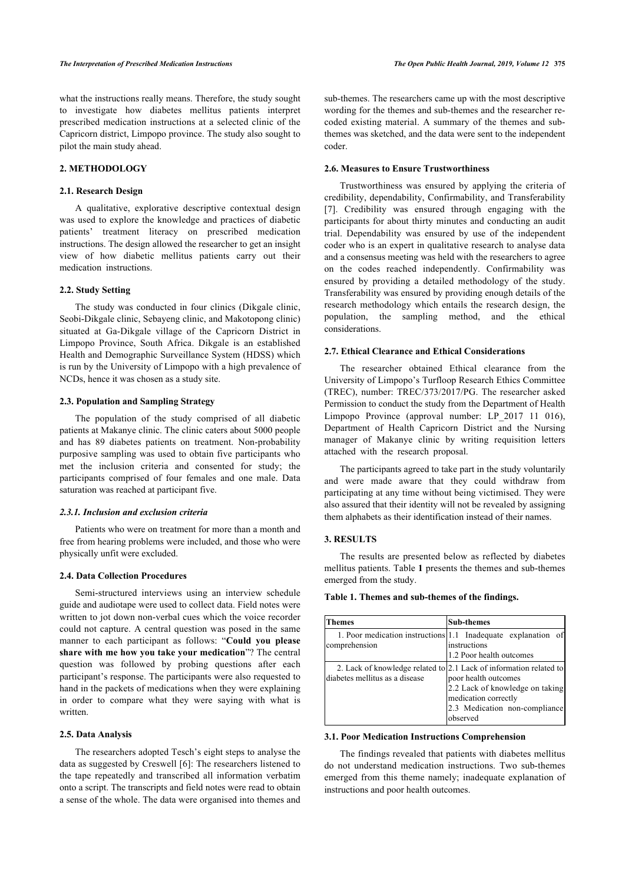what the instructions really means. Therefore, the study sought to investigate how diabetes mellitus patients interpret prescribed medication instructions at a selected clinic of the Capricorn district, Limpopo province. The study also sought to pilot the main study ahead.

## 2. METHODOLOGY

### 2.1. Research Design

A qualitative, explorative descriptive contextual design was used to explore the knowledge and practices of diabetic patients' treatment literacy on prescribed medication instructions. The design allowed the researcher to get an insight view of how diabetic mellitus patients carry out their medication instructions.

### 2.2. Study Setting

The study was conducted in four clinics (Dikgale clinic, Seobi-Dikgale clinic, Sebayeng clinic, and Makotopong clinic) situated at Ga-Dikgale village of the Capricorn District in Limpopo Province, South Africa. Dikgale is an established Health and Demographic Surveillance System (HDSS) which is run by the University of Limpopo with a high prevalence of NCDs, hence it was chosen as a study site.

### 2.3. Population and Sampling Strategy

The population of the study comprised of all diabetic patients at Makanye clinic. The clinic caters about 5000 people and has 89 diabetes patients on treatment. Non-probability purposive sampling was used to obtain five participants who met the inclusion criteria and consented for study; the participants comprised of four females and one male. Data saturation was reached at participant five.

#### *2.3.1. Inclusion and exclusion criteria*

Patients who were on treatment for more than a month and free from hearing problems were included, and those who were physically unfit were excluded.

### 2.4. Data Collection Procedures

Semi-structured interviews using an interview schedule guide and audiotape were used to collect data. Field notes were written to jot down non-verbal cues which the voice recorder could not capture. A central question was posed in the same manner to each participant as follows: "**Could you please share with me how you take your medication**"? The central question was followed by probing questions after each participant's response. The participants were also requested to hand in the packets of medications when they were explaining in order to compare what they were saying with what is written.

### 2.5. Data Analysis

The researchers adopted Tesch's eight steps to analyse the data as suggested by Creswell [6]: The researchers listened to the tape repeatedly and transcribed all information verbatim onto a script. The transcripts and field notes were read to obtain a sense of the whole. The data were organised into themes and sub-themes. The researchers came up with the most descriptive wording for the themes and sub-themes and the researcher re-coded existing material. A summary of the themes and sub-themes was sketched, and the data were sent to the independent coder.

### 2.6. Measures to Ensure Trustworthiness

Trustworthiness was ensured by applying the criteria of credibility, dependability, Confirmability, and Transferability [7]. Credibility was ensured through engaging with the participants for about thirty minutes and conducting an audit trial. Dependability was ensured by use of the independent coder who is an expert in qualitative research to analyse data and a consensus meeting was held with the researchers to agree on the codes reached independently. Confirmability was ensured by providing a detailed methodology of the study. Transferability was ensured by providing enough details of the research methodology which entails the research design, the population, the sampling method, and the ethical considerations.

### 2.7. Ethical Clearance and Ethical Considerations

The researcher obtained Ethical clearance from the University of Limpopo's Turfloop Research Ethics Committee (TREC), number: TREC/373/2017/PG. The researcher asked Permission to conduct the study from the Department of Health Limpopo Province (approval number: LP_2017 11 016), Department of Health Capricorn District and the Nursing manager of Makanye clinic by writing requisition letters attached with the research proposal.

The participants agreed to take part in the study voluntarily and were made aware that they could withdraw from participating at any time without being victimised. They were also assured that their identity will not be revealed by assigning them alphabets as their identification instead of their names.

## 3. RESULTS

The results are presented below as reflected by diabetes mellitus patients. Table **1** presents the themes and sub-themes emerged from the study.

**Table 1. Themes and sub-themes of the findings.**

| Themes | Sub-themes |
|---|---|
| 1. Poor medication instructions comprehension | 1.1 Inadequate explanation of instructions<br>1.2 Poor health outcomes |
| 2. Lack of knowledge related to diabetes mellitus as a disease | 2.1 Lack of information related to poor health outcomes<br>2.2 Lack of knowledge on taking medication correctly<br>2.3 Medication non-compliance observed |

### 3.1. Poor Medication Instructions Comprehension

The findings revealed that patients with diabetes mellitus do not understand medication instructions. Two sub-themes emerged from this theme namely; inadequate explanation of instructions and poor health outcomes.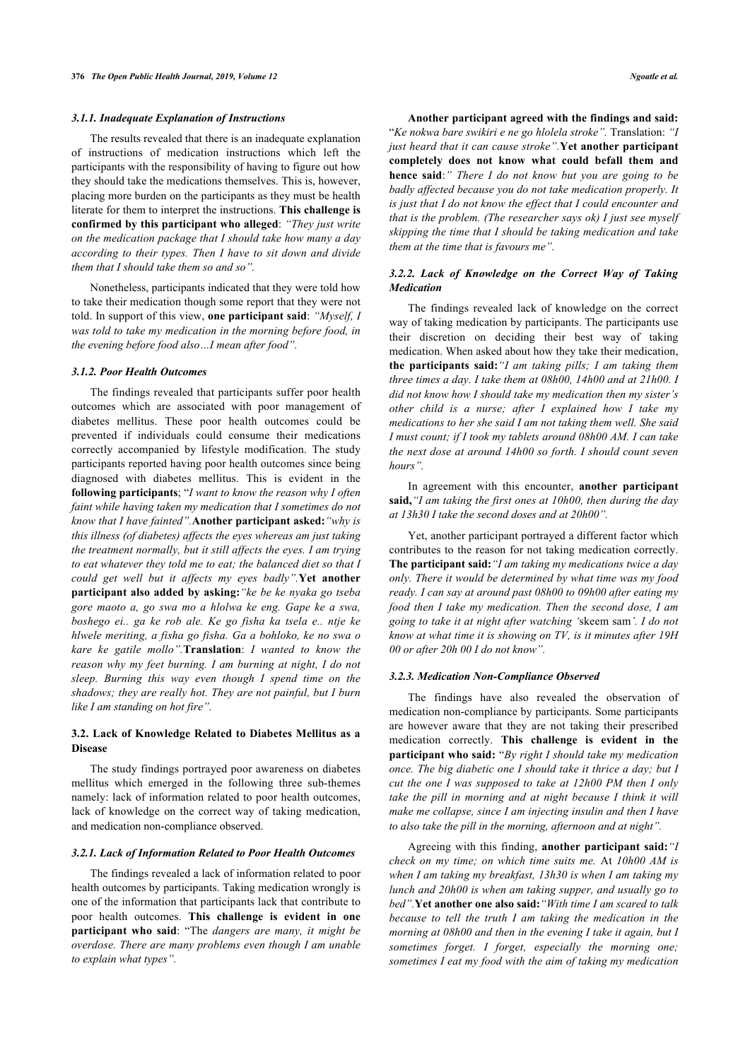#### 3.1.1. Inadequate Explanation of Instructions

The results revealed that there is an inadequate explanation of instructions of medication instructions which left the participants with the responsibility of having to figure out how they should take the medications themselves. This is, however, placing more burden on the participants as they must be health literate for them to interpret the instructions. **This challenge is confirmed by this participant who alleged**: *"They just write on the medication package that I should take how many a day according to their types. Then I have to sit down and divide them that I should take them so and so".*

Nonetheless, participants indicated that they were told how to take their medication though some report that they were not told. In support of this view, **one participant said**: *"Myself, I was told to take my medication in the morning before food, in the evening before food also…I mean after food".*

#### 3.1.2. Poor Health Outcomes

The findings revealed that participants suffer poor health outcomes which are associated with poor management of diabetes mellitus. These poor health outcomes could be prevented if individuals could consume their medications correctly accompanied by lifestyle modification. The study participants reported having poor health outcomes since being diagnosed with diabetes mellitus. This is evident in the **following participants**; "*I want to know the reason why I often faint while having taken my medication that I sometimes do not know that I have fainted".***Another participant asked:***"why is this illness (of diabetes) affects the eyes whereas am just taking the treatment normally, but it still affects the eyes. I am trying to eat whatever they told me to eat; the balanced diet so that I could get well but it affects my eyes badly".***Yet another participant also added by asking:***"ke be ke nyaka go tseba gore maoto a, go swa mo a hlolwa ke eng. Gape ke a swa, boshego ei.. ga ke rob ale. Ke go fisha ka tsela e.. ntje ke hlwele meriting, a fisha go fisha. Ga a bohloko, ke no swa o kare ke gatile mollo".***Translation**: *I wanted to know the reason why my feet burning. I am burning at night, I do not sleep. Burning this way even though I spend time on the shadows; they are really hot. They are not painful, but I burn like I am standing on hot fire".*

### 3.2. Lack of Knowledge Related to Diabetes Mellitus as a Disease

The study findings portrayed poor awareness on diabetes mellitus which emerged in the following three sub-themes namely: lack of information related to poor health outcomes, lack of knowledge on the correct way of taking medication, and medication non-compliance observed.

#### 3.2.1. Lack of Information Related to Poor Health Outcomes

The findings revealed a lack of information related to poor health outcomes by participants. Taking medication wrongly is one of the information that participants lack that contribute to poor health outcomes. **This challenge is evident in one participant who said**: "The *dangers are many, it might be overdose. There are many problems even though I am unable to explain what types".*

**Another participant agreed with the findings and said:** "*Ke nokwa bare swikiri e ne go hlolela stroke".* Translation: *"I just heard that it can cause stroke".***Yet another participant completely does not know what could befall them and hence said**:*" There I do not know but you are going to be badly affected because you do not take medication properly. It is just that I do not know the effect that I could encounter and that is the problem. (The researcher says ok) I just see myself skipping the time that I should be taking medication and take them at the time that is favours me".*

#### 3.2.2. Lack of Knowledge on the Correct Way of Taking Medication

The findings revealed lack of knowledge on the correct way of taking medication by participants. The participants use their discretion on deciding their best way of taking medication. When asked about how they take their medication, **the participants said:***"I am taking pills; I am taking them three times a day. I take them at 08h00, 14h00 and at 21h00. I did not know how I should take my medication then my sister's other child is a nurse; after I explained how I take my medications to her she said I am not taking them well. She said I must count; if I took my tablets around 08h00 AM. I can take the next dose at around 14h00 so forth. I should count seven hours".*

In agreement with this encounter, **another participant said,***"I am taking the first ones at 10h00, then during the day at 13h30 I take the second doses and at 20h00".*

Yet, another participant portrayed a different factor which contributes to the reason for not taking medication correctly. **The participant said:***"I am taking my medications twice a day only. There it would be determined by what time was my food ready. I can say at around past 08h00 to 09h00 after eating my food then I take my medication. Then the second dose, I am going to take it at night after watching '*skeem sam*'. I do not know at what time it is showing on TV, is it minutes after 19H 00 or after 20h 00 I do not know".*

#### 3.2.3. Medication Non-Compliance Observed

The findings have also revealed the observation of medication non-compliance by participants. Some participants are however aware that they are not taking their prescribed medication correctly. **This challenge is evident in the participant who said:** "*By right I should take my medication once. The big diabetic one I should take it thrice a day; but I cut the one I was supposed to take at 12h00 PM then I only take the pill in morning and at night because I think it will make me collapse, since I am injecting insulin and then I have to also take the pill in the morning, afternoon and at night".*

Agreeing with this finding, **another participant said:***"I check on my time; on which time suits me.* At *10h00 AM is when I am taking my breakfast, 13h30 is when I am taking my lunch and 20h00 is when am taking supper, and usually go to bed".***Yet another one also said:***"With time I am scared to talk because to tell the truth I am taking the medication in the morning at 08h00 and then in the evening I take it again, but I sometimes forget. I forget, especially the morning one; sometimes I eat my food with the aim of taking my medication*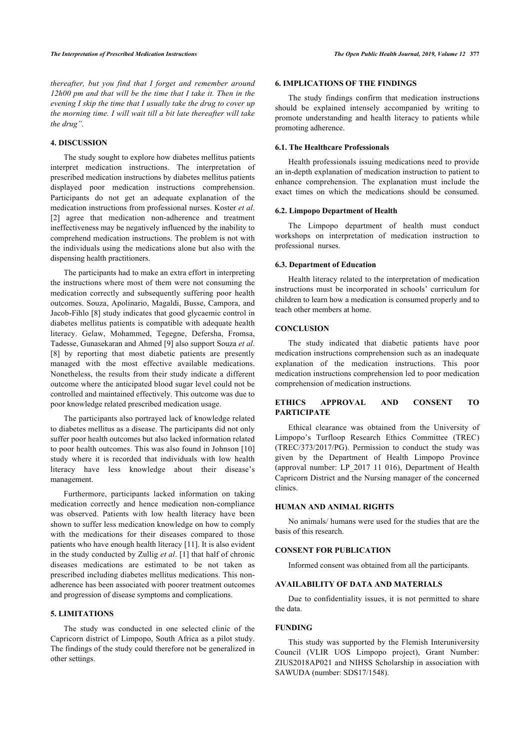*thereafter, but you find that I forget and remember around 12h00 pm and that will be the time that I take it. Then in the evening I skip the time that I usually take the drug to cover up the morning time. I will wait till a bit late thereafter will take the drug".*

## 4. DISCUSSION

The study sought to explore how diabetes mellitus patients interpret medication instructions. The interpretation of prescribed medication instructions by diabetes mellitus patients displayed poor medication instructions comprehension. Participants do not get an adequate explanation of the medication instructions from professional nurses. Koster *et al*. [2] agree that medication non-adherence and treatment ineffectiveness may be negatively influenced by the inability to comprehend medication instructions. The problem is not with the individuals using the medications alone but also with the dispensing health practitioners.

The participants had to make an extra effort in interpreting the instructions where most of them were not consuming the medication correctly and subsequently suffering poor health outcomes. Souza, Apolinario, Magaldi, Busse, Campora, and Jacob-Fihlo [8] study indicates that good glycaemic control in diabetes mellitus patients is compatible with adequate health literacy. Gelaw, Mohammed, Tegegne, Defersha, Fromsa, Tadesse, Gunasekaran and Ahmed [9] also support Souza *et al*. [8] by reporting that most diabetic patients are presently managed with the most effective available medications. Nonetheless, the results from their study indicate a different outcome where the anticipated blood sugar level could not be controlled and maintained effectively. This outcome was due to poor knowledge related prescribed medication usage.

The participants also portrayed lack of knowledge related to diabetes mellitus as a disease. The participants did not only suffer poor health outcomes but also lacked information related to poor health outcomes. This was also found in Johnson [10] study where it is recorded that individuals with low health literacy have less knowledge about their disease's management.

Furthermore, participants lacked information on taking medication correctly and hence medication non-compliance was observed. Patients with low health literacy have been shown to suffer less medication knowledge on how to comply with the medications for their diseases compared to those patients who have enough health literacy [11]. It is also evident in the study conducted by Zullig *et al*. [1] that half of chronic diseases medications are estimated to be not taken as prescribed including diabetes mellitus medications. This non-adherence has been associated with poorer treatment outcomes and progression of disease symptoms and complications.

## 5. LIMITATIONS

The study was conducted in one selected clinic of the Capricorn district of Limpopo, South Africa as a pilot study. The findings of the study could therefore not be generalized in other settings.

## 6. IMPLICATIONS OF THE FINDINGS

The study findings confirm that medication instructions should be explained intensely accompanied by writing to promote understanding and health literacy to patients while promoting adherence.

### 6.1. The Healthcare Professionals

Health professionals issuing medications need to provide an in-depth explanation of medication instruction to patient to enhance comprehension. The explanation must include the exact times on which the medications should be consumed.

### 6.2. Limpopo Department of Health

The Limpopo department of health must conduct workshops on interpretation of medication instruction to professional nurses.

### 6.3. Department of Education

Health literacy related to the interpretation of medication instructions must be incorporated in schools' curriculum for children to learn how a medication is consumed properly and to teach other members at home.

## CONCLUSION

The study indicated that diabetic patients have poor medication instructions comprehension such as an inadequate explanation of the medication instructions. This poor medication instructions comprehension led to poor medication comprehension of medication instructions.

## ETHICS APPROVAL AND CONSENT TO PARTICIPATE

Ethical clearance was obtained from the University of Limpopo's Turfloop Research Ethics Committee (TREC) (TREC/373/2017/PG). Permission to conduct the study was given by the Department of Health Limpopo Province (approval number: LP_2017 11 016), Department of Health Capricorn District and the Nursing manager of the concerned clinics.

## HUMAN AND ANIMAL RIGHTS

No animals/ humans were used for the studies that are the basis of this research.

## CONSENT FOR PUBLICATION

Informed consent was obtained from all the participants.

## AVAILABILITY OF DATA AND MATERIALS

Due to confidentiality issues, it is not permitted to share the data.

## FUNDING

This study was supported by the Flemish Interuniversity Council (VLIR UOS Limpopo project), Grant Number: ZIUS2018AP021 and NIHSS Scholarship in association with SAWUDA (number: SDS17/1548).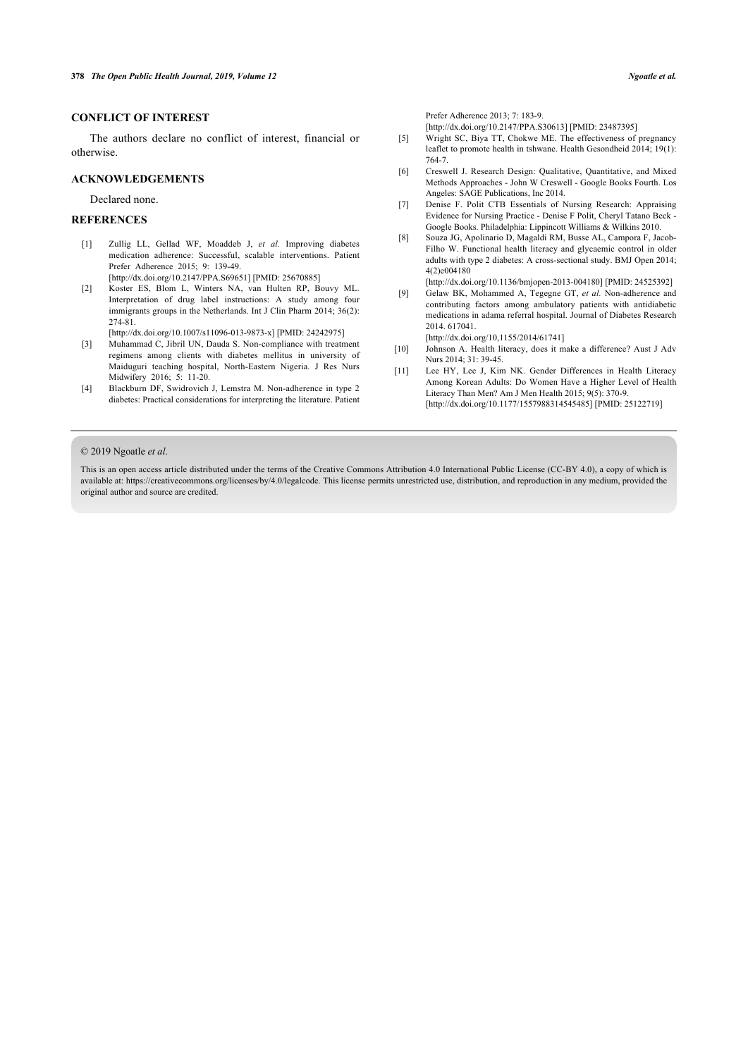## CONFLICT OF INTEREST

The authors declare no conflict of interest, financial or otherwise.

## ACKNOWLEDGEMENTS

Declared none.

## REFERENCES

[1] Zullig LL, Gellad WF, Moaddeb J, *et al.* Improving diabetes medication adherence: Successful, scalable interventions. Patient Prefer Adherence 2015; 9: 139-49.
[http://dx.doi.org/10.2147/PPA.S69651] [PMID: 25670885]

[2] Koster ES, Blom L, Winters NA, van Hulten RP, Bouvy ML. Interpretation of drug label instructions: A study among four immigrants groups in the Netherlands. Int J Clin Pharm 2014; 36(2): 274-81.
[http://dx.doi.org/10.1007/s11096-013-9873-x] [PMID: 24242975]

[3] Muhammad C, Jibril UN, Dauda S. Non-compliance with treatment regimens among clients with diabetes mellitus in university of Maiduguri teaching hospital, North-Eastern Nigeria. J Res Nurs Midwifery 2016; 5: 11-20.

[4] Blackburn DF, Swidrovich J, Lemstra M. Non-adherence in type 2 diabetes: Practical considerations for interpreting the literature. Patient Prefer Adherence 2013; 7: 183-9.
[http://dx.doi.org/10.2147/PPA.S30613] [PMID: 23487395]

[5] Wright SC, Biya TT, Chokwe ME. The effectiveness of pregnancy leaflet to promote health in tshwane. Health Gesondheid 2014; 19(1): 764-7.

[6] Creswell J. Research Design: Qualitative, Quantitative, and Mixed Methods Approaches - John W Creswell - Google Books Fourth. Los Angeles: SAGE Publications, Inc 2014.

[7] Denise F. Polit CTB Essentials of Nursing Research: Appraising Evidence for Nursing Practice - Denise F Polit, Cheryl Tatano Beck - Google Books. Philadelphia: Lippincott Williams & Wilkins 2010.

[8] Souza JG, Apolinario D, Magaldi RM, Busse AL, Campora F, Jacob-Filho W. Functional health literacy and glycaemic control in older adults with type 2 diabetes: A cross-sectional study. BMJ Open 2014; 4(2)e004180
[http://dx.doi.org/10.1136/bmjopen-2013-004180] [PMID: 24525392]

[9] Gelaw BK, Mohammed A, Tegegne GT, *et al.* Non-adherence and contributing factors among ambulatory patients with antidiabetic medications in adama referral hospital. Journal of Diabetes Research 2014. 617041.
[http://dx.doi.org/10,1155/2014/61741]

[10] Johnson A. Health literacy, does it make a difference? Aust J Adv Nurs 2014; 31: 39-45.

[11] Lee HY, Lee J, Kim NK. Gender Differences in Health Literacy Among Korean Adults: Do Women Have a Higher Level of Health Literacy Than Men? Am J Men Health 2015; 9(5): 370-9.
[http://dx.doi.org/10.1177/1557988314545485] [PMID: 25122719]

© 2019 Ngoatle *et al*.

This is an open access article distributed under the terms of the Creative Commons Attribution 4.0 International Public License (CC-BY 4.0), a copy of which is available at: https://creativecommons.org/licenses/by/4.0/legalcode. This license permits unrestricted use, distribution, and reproduction in any medium, provided the original author and source are credited.